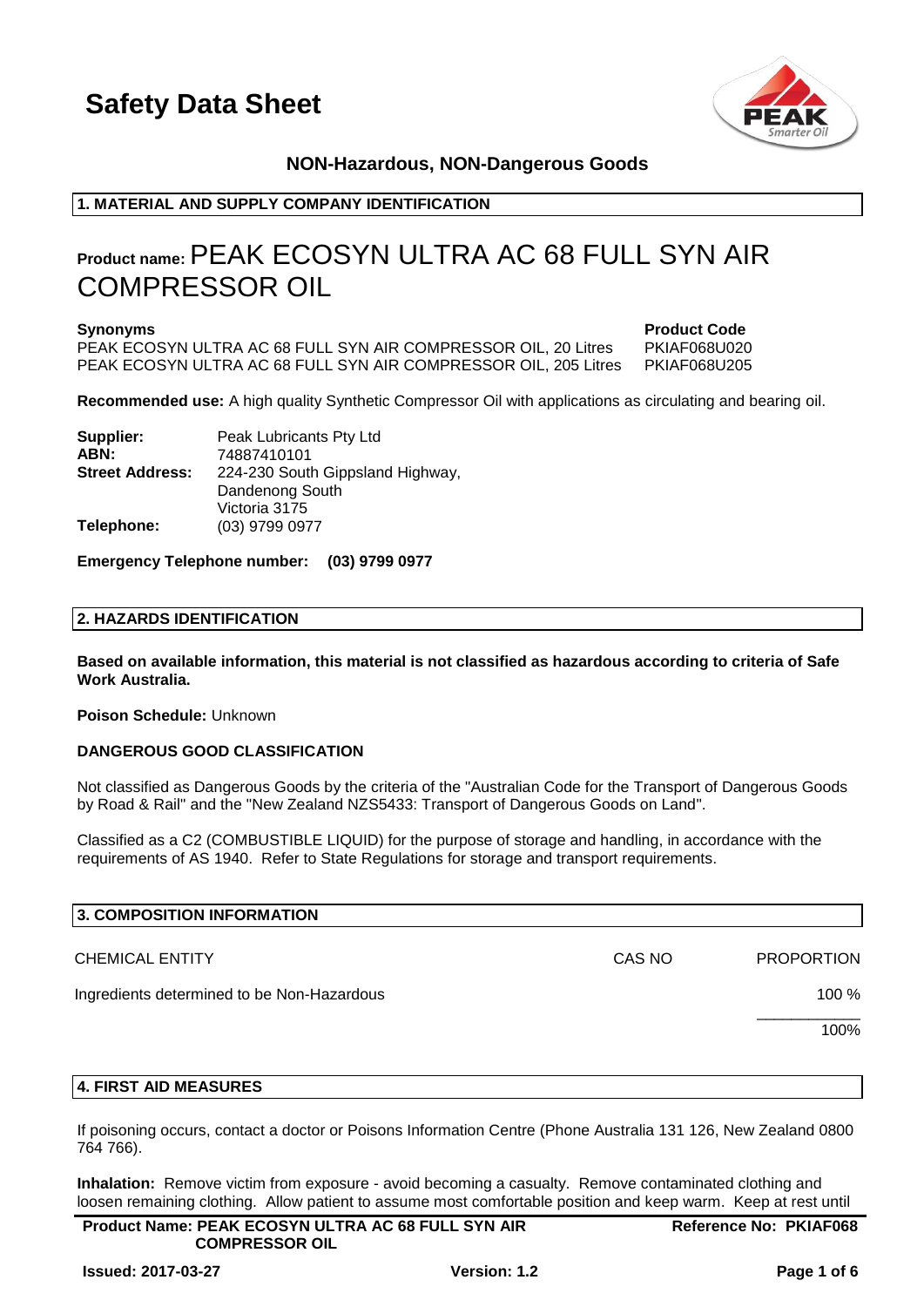# Safety Data Sheet

**NON-Hazardous, NON-Dangerous Goods**

## 1. MATERIAL AND SUPPLY COMPANY IDENTIFICATION

# Product name: PEAK ECOSYN ULTRA AC 68 FULL SYN AIR COMPRESSOR OIL

| **Synonyms** | **Product Code** |
|---|---|
| PEAK ECOSYN ULTRA AC 68 FULL SYN AIR COMPRESSOR OIL, 20 Litres | PKIAF068U020 |
| PEAK ECOSYN ULTRA AC 68 FULL SYN AIR COMPRESSOR OIL, 205 Litres | PKIAF068U205 |

**Recommended use:** A high quality Synthetic Compressor Oil with applications as circulating and bearing oil.

**Supplier:** Peak Lubricants Pty Ltd
**ABN:** 74887410101
**Street Address:** 224-230 South Gippsland Highway, Dandenong South Victoria 3175
**Telephone:** (03) 9799 0977

**Emergency Telephone number: (03) 9799 0977**

## 2. HAZARDS IDENTIFICATION

**Based on available information, this material is not classified as hazardous according to criteria of Safe Work Australia.**

**Poison Schedule:** Unknown

**DANGEROUS GOOD CLASSIFICATION**

Not classified as Dangerous Goods by the criteria of the "Australian Code for the Transport of Dangerous Goods by Road & Rail" and the "New Zealand NZS5433: Transport of Dangerous Goods on Land".

Classified as a C2 (COMBUSTIBLE LIQUID) for the purpose of storage and handling, in accordance with the requirements of AS 1940. Refer to State Regulations for storage and transport requirements.

## 3. COMPOSITION INFORMATION

| CHEMICAL ENTITY | CAS NO | PROPORTION |
|---|---|---|
| Ingredients determined to be Non-Hazardous | | 100 % |
| | | 100% |

## 4. FIRST AID MEASURES

If poisoning occurs, contact a doctor or Poisons Information Centre (Phone Australia 131 126, New Zealand 0800 764 766).

**Inhalation:** Remove victim from exposure - avoid becoming a casualty. Remove contaminated clothing and loosen remaining clothing. Allow patient to assume most comfortable position and keep warm. Keep at rest until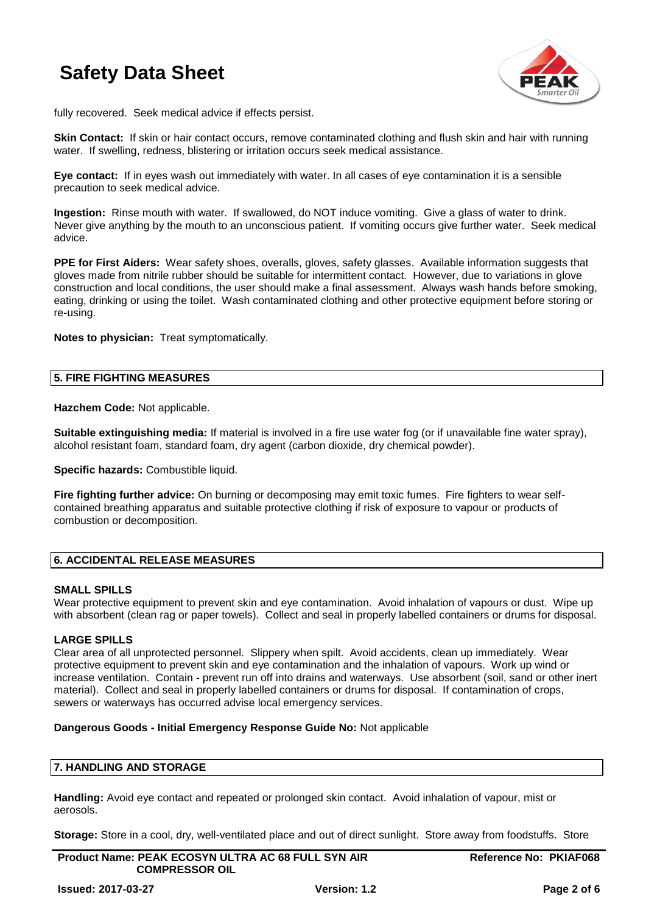fully recovered. Seek medical advice if effects persist.

**Skin Contact:** If skin or hair contact occurs, remove contaminated clothing and flush skin and hair with running water. If swelling, redness, blistering or irritation occurs seek medical assistance.

**Eye contact:** If in eyes wash out immediately with water. In all cases of eye contamination it is a sensible precaution to seek medical advice.

**Ingestion:** Rinse mouth with water. If swallowed, do NOT induce vomiting. Give a glass of water to drink. Never give anything by the mouth to an unconscious patient. If vomiting occurs give further water. Seek medical advice.

**PPE for First Aiders:** Wear safety shoes, overalls, gloves, safety glasses. Available information suggests that gloves made from nitrile rubber should be suitable for intermittent contact. However, due to variations in glove construction and local conditions, the user should make a final assessment. Always wash hands before smoking, eating, drinking or using the toilet. Wash contaminated clothing and other protective equipment before storing or re-using.

**Notes to physician:** Treat symptomatically.

## 5. FIRE FIGHTING MEASURES

**Hazchem Code:** Not applicable.

**Suitable extinguishing media:** If material is involved in a fire use water fog (or if unavailable fine water spray), alcohol resistant foam, standard foam, dry agent (carbon dioxide, dry chemical powder).

**Specific hazards:** Combustible liquid.

**Fire fighting further advice:** On burning or decomposing may emit toxic fumes. Fire fighters to wear self-contained breathing apparatus and suitable protective clothing if risk of exposure to vapour or products of combustion or decomposition.

## 6. ACCIDENTAL RELEASE MEASURES

### SMALL SPILLS

Wear protective equipment to prevent skin and eye contamination. Avoid inhalation of vapours or dust. Wipe up with absorbent (clean rag or paper towels). Collect and seal in properly labelled containers or drums for disposal.

### LARGE SPILLS

Clear area of all unprotected personnel. Slippery when spilt. Avoid accidents, clean up immediately. Wear protective equipment to prevent skin and eye contamination and the inhalation of vapours. Work up wind or increase ventilation. Contain - prevent run off into drains and waterways. Use absorbent (soil, sand or other inert material). Collect and seal in properly labelled containers or drums for disposal. If contamination of crops, sewers or waterways has occurred advise local emergency services.

**Dangerous Goods - Initial Emergency Response Guide No:** Not applicable

## 7. HANDLING AND STORAGE

**Handling:** Avoid eye contact and repeated or prolonged skin contact. Avoid inhalation of vapour, mist or aerosols.

**Storage:** Store in a cool, dry, well-ventilated place and out of direct sunlight. Store away from foodstuffs. Store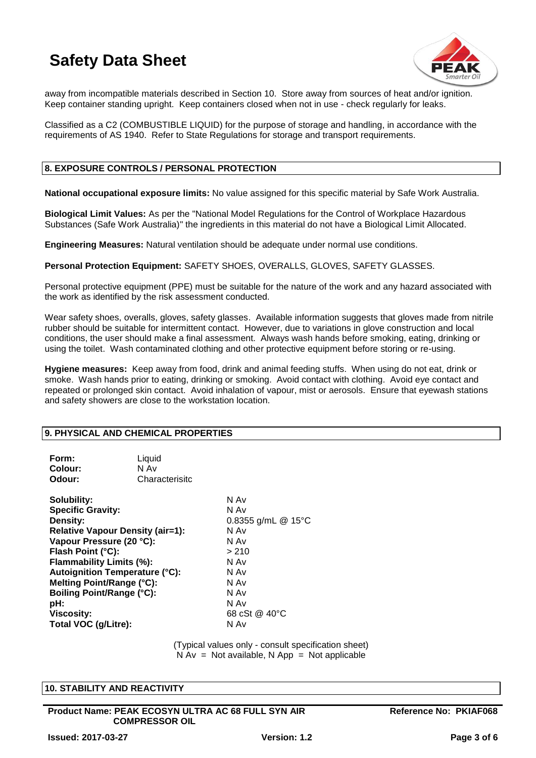away from incompatible materials described in Section 10. Store away from sources of heat and/or ignition. Keep container standing upright. Keep containers closed when not in use - check regularly for leaks.

Classified as a C2 (COMBUSTIBLE LIQUID) for the purpose of storage and handling, in accordance with the requirements of AS 1940. Refer to State Regulations for storage and transport requirements.

## 8. EXPOSURE CONTROLS / PERSONAL PROTECTION

**National occupational exposure limits:** No value assigned for this specific material by Safe Work Australia.

**Biological Limit Values:** As per the "National Model Regulations for the Control of Workplace Hazardous Substances (Safe Work Australia)" the ingredients in this material do not have a Biological Limit Allocated.

**Engineering Measures:** Natural ventilation should be adequate under normal use conditions.

**Personal Protection Equipment:** SAFETY SHOES, OVERALLS, GLOVES, SAFETY GLASSES.

Personal protective equipment (PPE) must be suitable for the nature of the work and any hazard associated with the work as identified by the risk assessment conducted.

Wear safety shoes, overalls, gloves, safety glasses. Available information suggests that gloves made from nitrile rubber should be suitable for intermittent contact. However, due to variations in glove construction and local conditions, the user should make a final assessment. Always wash hands before smoking, eating, drinking or using the toilet. Wash contaminated clothing and other protective equipment before storing or re-using.

**Hygiene measures:** Keep away from food, drink and animal feeding stuffs. When using do not eat, drink or smoke. Wash hands prior to eating, drinking or smoking. Avoid contact with clothing. Avoid eye contact and repeated or prolonged skin contact. Avoid inhalation of vapour, mist or aerosols. Ensure that eyewash stations and safety showers are close to the workstation location.

## 9. PHYSICAL AND CHEMICAL PROPERTIES

**Form:** Liquid
**Colour:** N Av
**Odour:** Characterisitc

**Solubility:** N Av
**Specific Gravity:** N Av
**Density:** 0.8355 g/mL @ 15°C
**Relative Vapour Density (air=1):** N Av
**Vapour Pressure (20 °C):** N Av
**Flash Point (°C):** > 210
**Flammability Limits (%):** N Av
**Autoignition Temperature (°C):** N Av
**Melting Point/Range (°C):** N Av
**Boiling Point/Range (°C):** N Av
**pH:** N Av
**Viscosity:** 68 cSt @ 40°C
**Total VOC (g/Litre):** N Av

(Typical values only - consult specification sheet)
N Av = Not available, N App = Not applicable

## 10. STABILITY AND REACTIVITY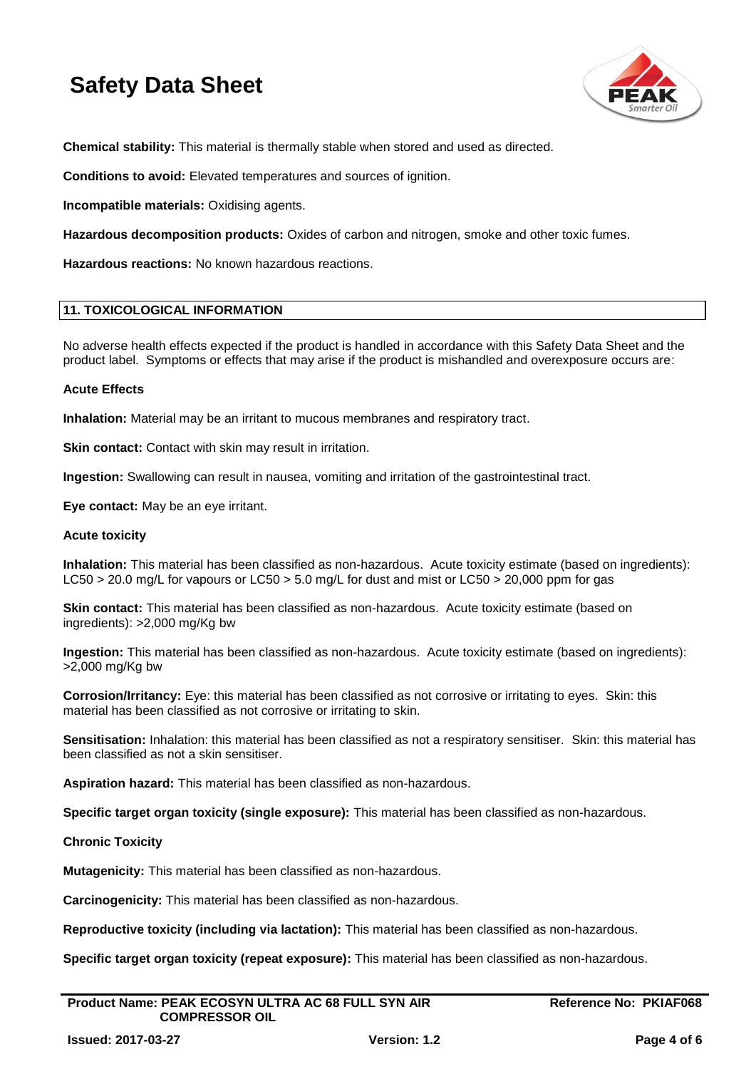**Chemical stability:** This material is thermally stable when stored and used as directed.

**Conditions to avoid:** Elevated temperatures and sources of ignition.

**Incompatible materials:** Oxidising agents.

**Hazardous decomposition products:** Oxides of carbon and nitrogen, smoke and other toxic fumes.

**Hazardous reactions:** No known hazardous reactions.

## 11. TOXICOLOGICAL INFORMATION

No adverse health effects expected if the product is handled in accordance with this Safety Data Sheet and the product label. Symptoms or effects that may arise if the product is mishandled and overexposure occurs are:

**Acute Effects**

**Inhalation:** Material may be an irritant to mucous membranes and respiratory tract.

**Skin contact:** Contact with skin may result in irritation.

**Ingestion:** Swallowing can result in nausea, vomiting and irritation of the gastrointestinal tract.

**Eye contact:** May be an eye irritant.

**Acute toxicity**

**Inhalation:** This material has been classified as non-hazardous. Acute toxicity estimate (based on ingredients): LC50 > 20.0 mg/L for vapours or LC50 > 5.0 mg/L for dust and mist or LC50 > 20,000 ppm for gas

**Skin contact:** This material has been classified as non-hazardous. Acute toxicity estimate (based on ingredients): >2,000 mg/Kg bw

**Ingestion:** This material has been classified as non-hazardous. Acute toxicity estimate (based on ingredients): >2,000 mg/Kg bw

**Corrosion/Irritancy:** Eye: this material has been classified as not corrosive or irritating to eyes. Skin: this material has been classified as not corrosive or irritating to skin.

**Sensitisation:** Inhalation: this material has been classified as not a respiratory sensitiser. Skin: this material has been classified as not a skin sensitiser.

**Aspiration hazard:** This material has been classified as non-hazardous.

**Specific target organ toxicity (single exposure):** This material has been classified as non-hazardous.

**Chronic Toxicity**

**Mutagenicity:** This material has been classified as non-hazardous.

**Carcinogenicity:** This material has been classified as non-hazardous.

**Reproductive toxicity (including via lactation):** This material has been classified as non-hazardous.

**Specific target organ toxicity (repeat exposure):** This material has been classified as non-hazardous.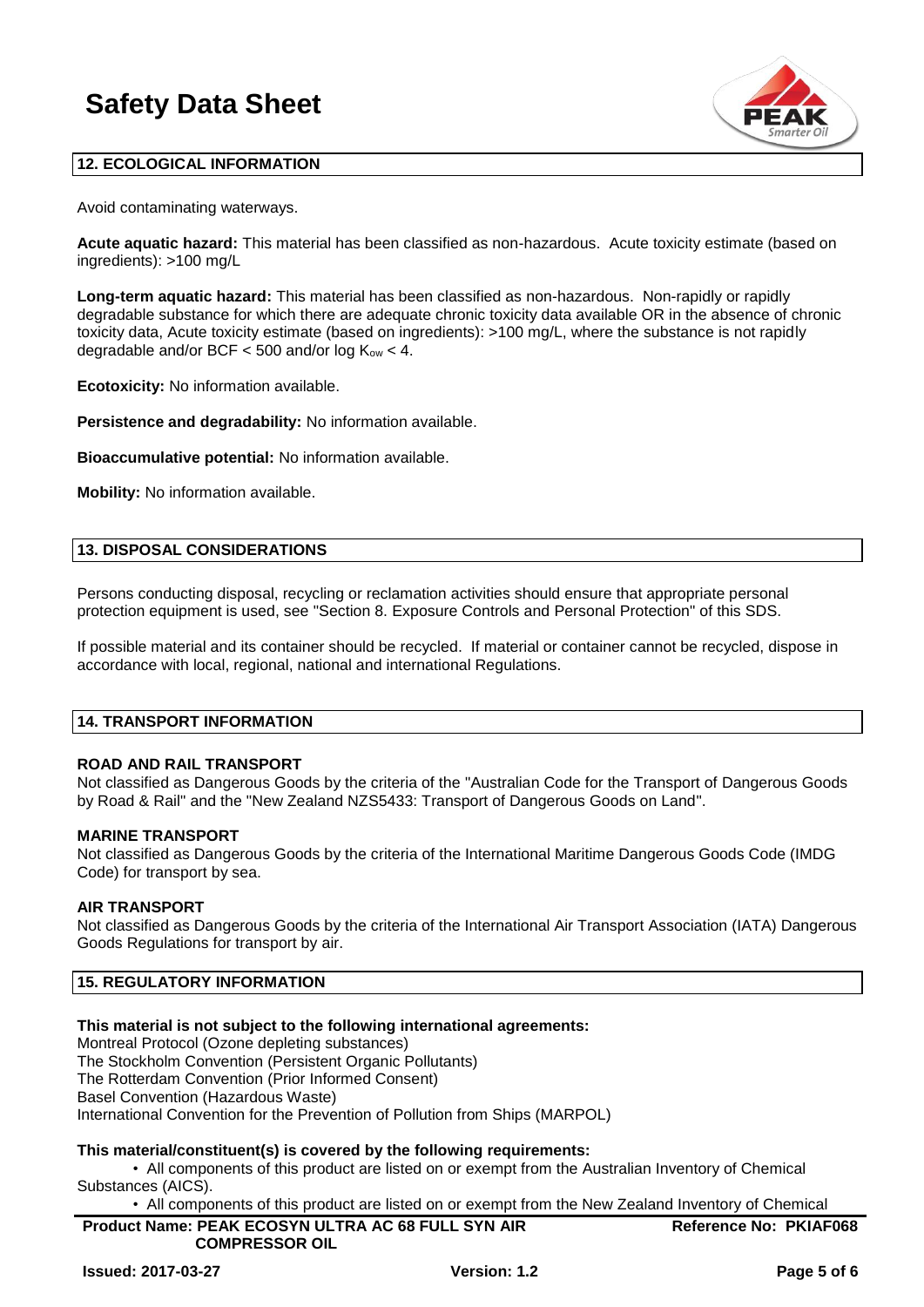## 12. ECOLOGICAL INFORMATION

Avoid contaminating waterways.

**Acute aquatic hazard:** This material has been classified as non-hazardous. Acute toxicity estimate (based on ingredients): >100 mg/L

**Long-term aquatic hazard:** This material has been classified as non-hazardous. Non-rapidly or rapidly degradable substance for which there are adequate chronic toxicity data available OR in the absence of chronic toxicity data, Acute toxicity estimate (based on ingredients): >100 mg/L, where the substance is not rapidly degradable and/or BCF < 500 and/or log $K_{ow}$ < 4.

**Ecotoxicity:** No information available.

**Persistence and degradability:** No information available.

**Bioaccumulative potential:** No information available.

**Mobility:** No information available.

## 13. DISPOSAL CONSIDERATIONS

Persons conducting disposal, recycling or reclamation activities should ensure that appropriate personal protection equipment is used, see "Section 8. Exposure Controls and Personal Protection" of this SDS.

If possible material and its container should be recycled. If material or container cannot be recycled, dispose in accordance with local, regional, national and international Regulations.

## 14. TRANSPORT INFORMATION

**ROAD AND RAIL TRANSPORT**
Not classified as Dangerous Goods by the criteria of the "Australian Code for the Transport of Dangerous Goods by Road & Rail" and the "New Zealand NZS5433: Transport of Dangerous Goods on Land".

**MARINE TRANSPORT**
Not classified as Dangerous Goods by the criteria of the International Maritime Dangerous Goods Code (IMDG Code) for transport by sea.

**AIR TRANSPORT**
Not classified as Dangerous Goods by the criteria of the International Air Transport Association (IATA) Dangerous Goods Regulations for transport by air.

## 15. REGULATORY INFORMATION

**This material is not subject to the following international agreements:**
Montreal Protocol (Ozone depleting substances)
The Stockholm Convention (Persistent Organic Pollutants)
The Rotterdam Convention (Prior Informed Consent)
Basel Convention (Hazardous Waste)
International Convention for the Prevention of Pollution from Ships (MARPOL)

**This material/constituent(s) is covered by the following requirements:**

- All components of this product are listed on or exempt from the Australian Inventory of Chemical Substances (AICS).
- All components of this product are listed on or exempt from the New Zealand Inventory of Chemical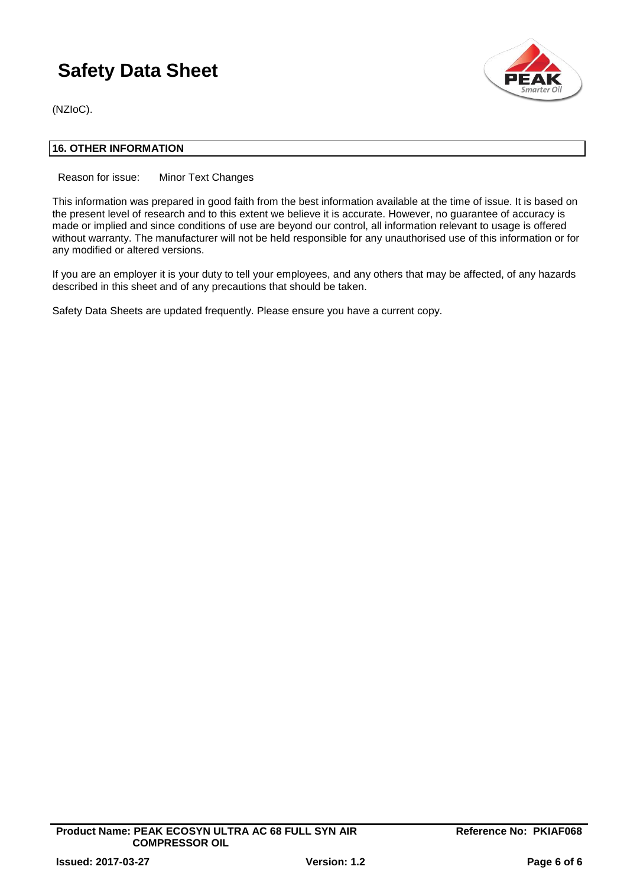(NZIoC).

## 16. OTHER INFORMATION

Reason for issue: Minor Text Changes

This information was prepared in good faith from the best information available at the time of issue. It is based on the present level of research and to this extent we believe it is accurate. However, no guarantee of accuracy is made or implied and since conditions of use are beyond our control, all information relevant to usage is offered without warranty. The manufacturer will not be held responsible for any unauthorised use of this information or for any modified or altered versions.

If you are an employer it is your duty to tell your employees, and any others that may be affected, of any hazards described in this sheet and of any precautions that should be taken.

Safety Data Sheets are updated frequently. Please ensure you have a current copy.